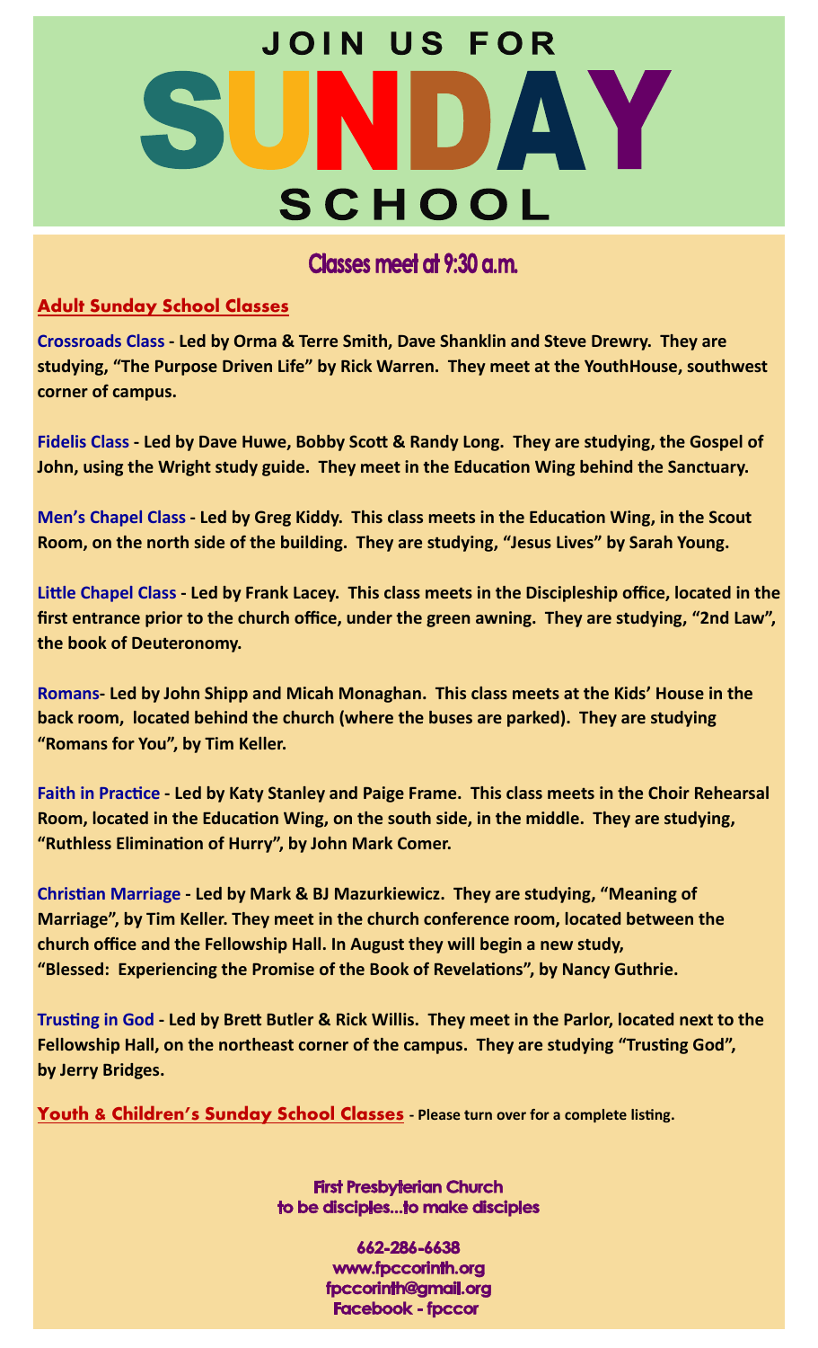# JOIN US FOR SUNDAY SCHOOL

## Classes meet at 9:30 a.m.

### Adult Sunday School Classes

**Crossroads Class - Led by Orma & Terre Smith, Dave Shanklin and Steve Drewry. They are studying, "The Purpose Driven Life" by Rick Warren. They meet at the YouthHouse, southwest corner of campus.**

**Fidelis Class - Led by Dave Huwe, Bobby Scott & Randy Long. They are studying, the Gospel of John, using the Wright study guide. They meet in the Education Wing behind the Sanctuary.**

**Men's Chapel Class - Led by Greg Kiddy. This class meets in the Education Wing, in the Scout Room, on the north side of the building. They are studying, "Jesus Lives" by Sarah Young.**

**Little Chapel Class - Led by Frank Lacey. This class meets in the Discipleship office, located in the first entrance prior to the church office, under the green awning. They are studying, "2nd Law", the book of Deuteronomy.**

**Romans- Led by John Shipp and Micah Monaghan. This class meets at the Kids' House in the back room, located behind the church (where the buses are parked). They are studying "Romans for You", by Tim Keller.**

**Faith in Practice - Led by Katy Stanley and Paige Frame. This class meets in the Choir Rehearsal Room, located in the Education Wing, on the south side, in the middle. They are studying, "Ruthless Elimination of Hurry", by John Mark Comer.**

**Christian Marriage - Led by Mark & BJ Mazurkiewicz. They are studying, "Meaning of Marriage", by Tim Keller. They meet in the church conference room, located between the church office and the Fellowship Hall. In August they will begin a new study, "Blessed: Experiencing the Promise of the Book of Revelations", by Nancy Guthrie.**

**Trusting in God - Led by Brett Butler & Rick Willis. They meet in the Parlor, located next to the Fellowship Hall, on the northeast corner of the campus. They are studying "Trusting God", by Jerry Bridges.**

**Youth & Children's Sunday School Classes** - **Please turn over for a complete listing.**

**First Presbyterian Church**
**to be disciples...to make disciples**

**662-286-6638**
**www.fpccorinth.org**
**fpccorinth@gmail.org**
**Facebook - fpccor**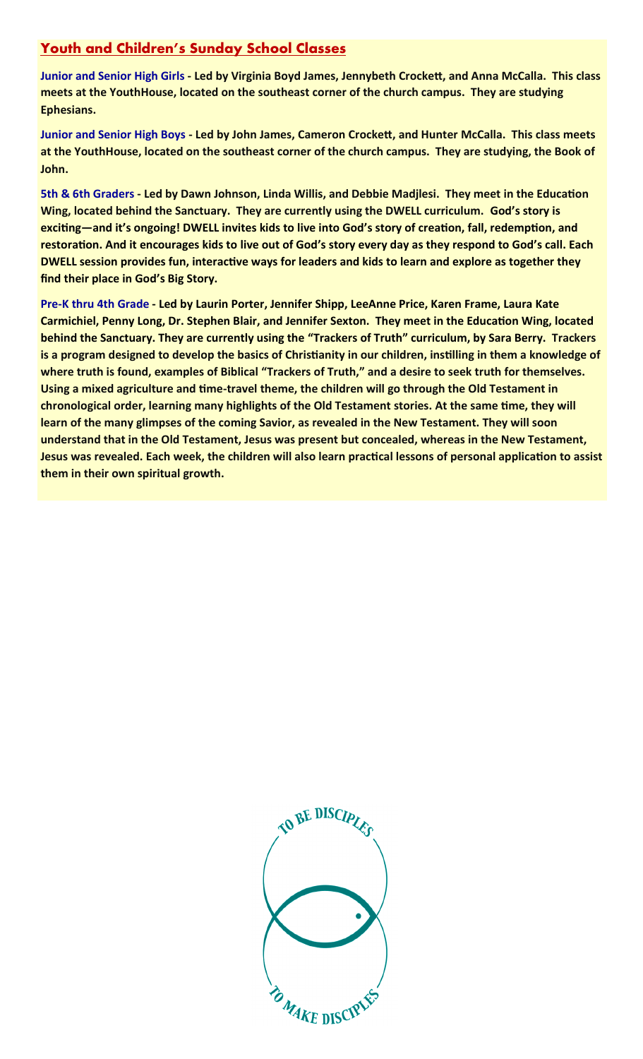## Youth and Children's Sunday School Classes

**Junior and Senior High Girls - Led by Virginia Boyd James, Jennybeth Crockett, and Anna McCalla. This class meets at the YouthHouse, located on the southeast corner of the church campus. They are studying Ephesians.**

**Junior and Senior High Boys - Led by John James, Cameron Crockett, and Hunter McCalla. This class meets at the YouthHouse, located on the southeast corner of the church campus. They are studying, the Book of John.**

**5th & 6th Graders - Led by Dawn Johnson, Linda Willis, and Debbie Madjlesi. They meet in the Education Wing, located behind the Sanctuary. They are currently using the DWELL curriculum. God's story is exciting—and it's ongoing! DWELL invites kids to live into God's story of creation, fall, redemption, and restoration. And it encourages kids to live out of God's story every day as they respond to God's call. Each DWELL session provides fun, interactive ways for leaders and kids to learn and explore as together they find their place in God's Big Story.**

**Pre-K thru 4th Grade - Led by Laurin Porter, Jennifer Shipp, LeeAnne Price, Karen Frame, Laura Kate Carmichiel, Penny Long, Dr. Stephen Blair, and Jennifer Sexton. They meet in the Education Wing, located behind the Sanctuary. They are currently using the "Trackers of Truth" curriculum, by Sara Berry. Trackers is a program designed to develop the basics of Christianity in our children, instilling in them a knowledge of where truth is found, examples of Biblical "Trackers of Truth," and a desire to seek truth for themselves. Using a mixed agriculture and time-travel theme, the children will go through the Old Testament in chronological order, learning many highlights of the Old Testament stories. At the same time, they will learn of the many glimpses of the coming Savior, as revealed in the New Testament. They will soon understand that in the Old Testament, Jesus was present but concealed, whereas in the New Testament, Jesus was revealed. Each week, the children will also learn practical lessons of personal application to assist them in their own spiritual growth.**

TO BE DISCIPLES

TO MAKE DISCIPLES